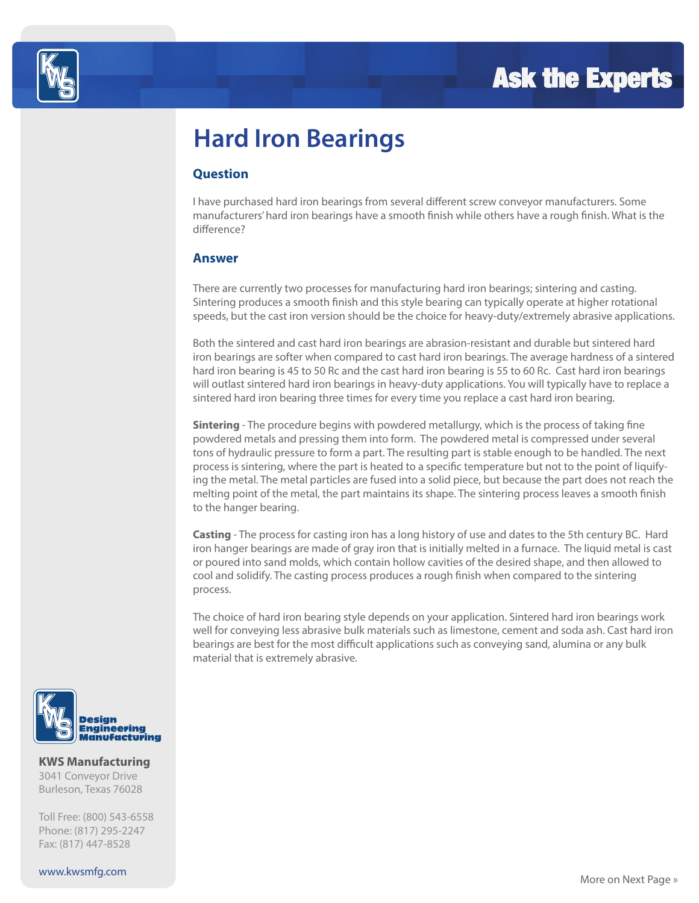# Ask the Experts

## Hard Iron Bearings

### Question

I have purchased hard iron bearings from several different screw conveyor manufacturers. Some manufacturers' hard iron bearings have a smooth finish while others have a rough finish. What is the difference?

### Answer

There are currently two processes for manufacturing hard iron bearings; sintering and casting. Sintering produces a smooth finish and this style bearing can typically operate at higher rotational speeds, but the cast iron version should be the choice for heavy-duty/extremely abrasive applications.

Both the sintered and cast hard iron bearings are abrasion-resistant and durable but sintered hard iron bearings are softer when compared to cast hard iron bearings. The average hardness of a sintered hard iron bearing is 45 to 50 Rc and the cast hard iron bearing is 55 to 60 Rc. Cast hard iron bearings will outlast sintered hard iron bearings in heavy-duty applications. You will typically have to replace a sintered hard iron bearing three times for every time you replace a cast hard iron bearing.

**Sintering** - The procedure begins with powdered metallurgy, which is the process of taking fine powdered metals and pressing them into form. The powdered metal is compressed under several tons of hydraulic pressure to form a part. The resulting part is stable enough to be handled. The next process is sintering, where the part is heated to a specific temperature but not to the point of liquifying the metal. The metal particles are fused into a solid piece, but because the part does not reach the melting point of the metal, the part maintains its shape. The sintering process leaves a smooth finish to the hanger bearing.

**Casting** - The process for casting iron has a long history of use and dates to the 5th century BC. Hard iron hanger bearings are made of gray iron that is initially melted in a furnace. The liquid metal is cast or poured into sand molds, which contain hollow cavities of the desired shape, and then allowed to cool and solidify. The casting process produces a rough finish when compared to the sintering process.

The choice of hard iron bearing style depends on your application. Sintered hard iron bearings work well for conveying less abrasive bulk materials such as limestone, cement and soda ash. Cast hard iron bearings are best for the most difficult applications such as conveying sand, alumina or any bulk material that is extremely abrasive.

Design Engineering Manufacturing

**KWS Manufacturing**
3041 Conveyor Drive
Burleson, Texas 76028

Toll Free: (800) 543-6558
Phone: (817) 295-2247
Fax: (817) 447-8528

www.kwsmfg.com

More on Next Page »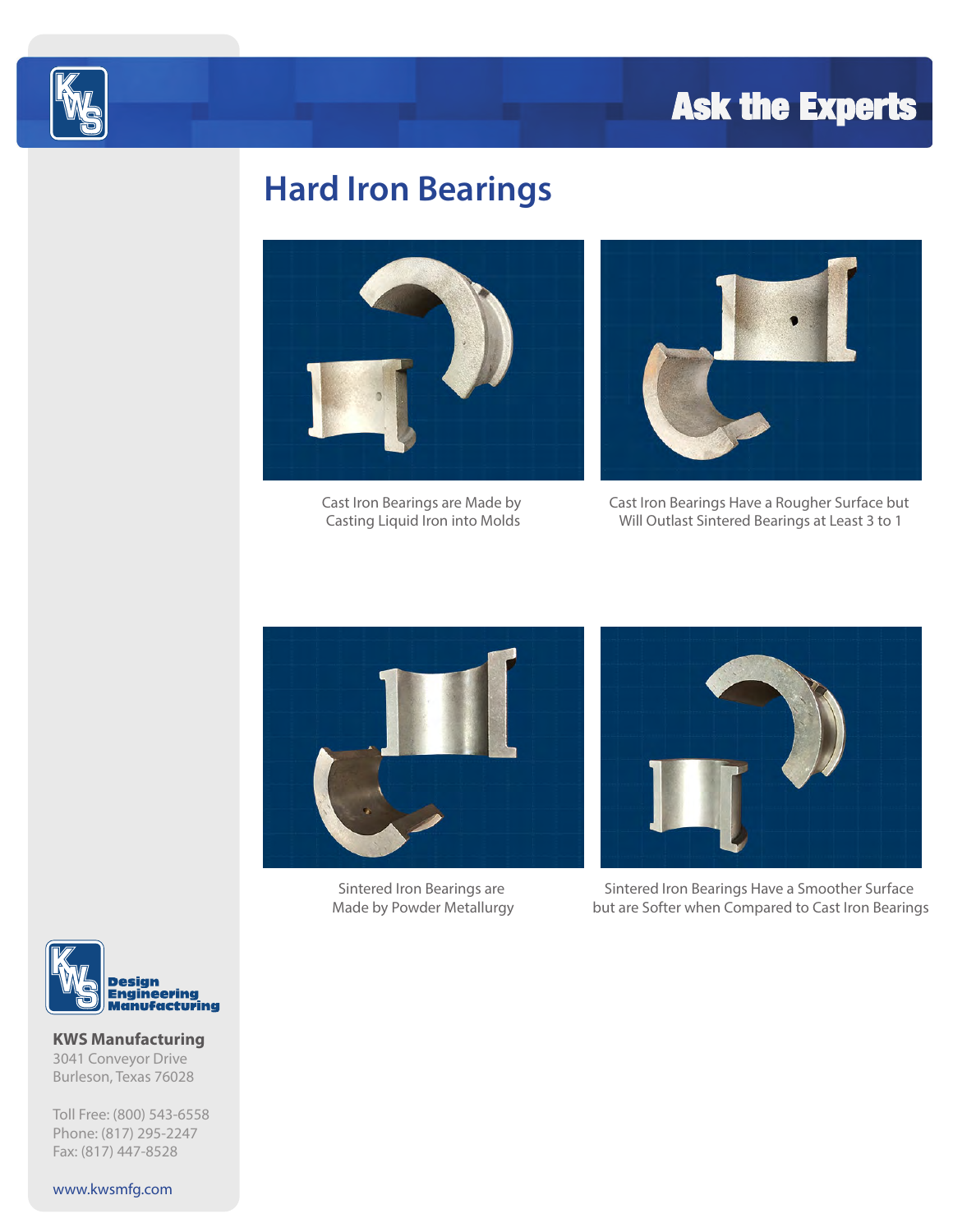# Ask the Experts

## Hard Iron Bearings

Cast Iron Bearings are Made by Casting Liquid Iron into Molds

Cast Iron Bearings Have a Rougher Surface but Will Outlast Sintered Bearings at Least 3 to 1

Sintered Iron Bearings are Made by Powder Metallurgy

Sintered Iron Bearings Have a Smoother Surface but are Softer when Compared to Cast Iron Bearings

Design Engineering Manufacturing

**KWS Manufacturing**
3041 Conveyor Drive
Burleson, Texas 76028

Toll Free: (800) 543-6558
Phone: (817) 295-2247
Fax: (817) 447-8528

www.kwsmfg.com